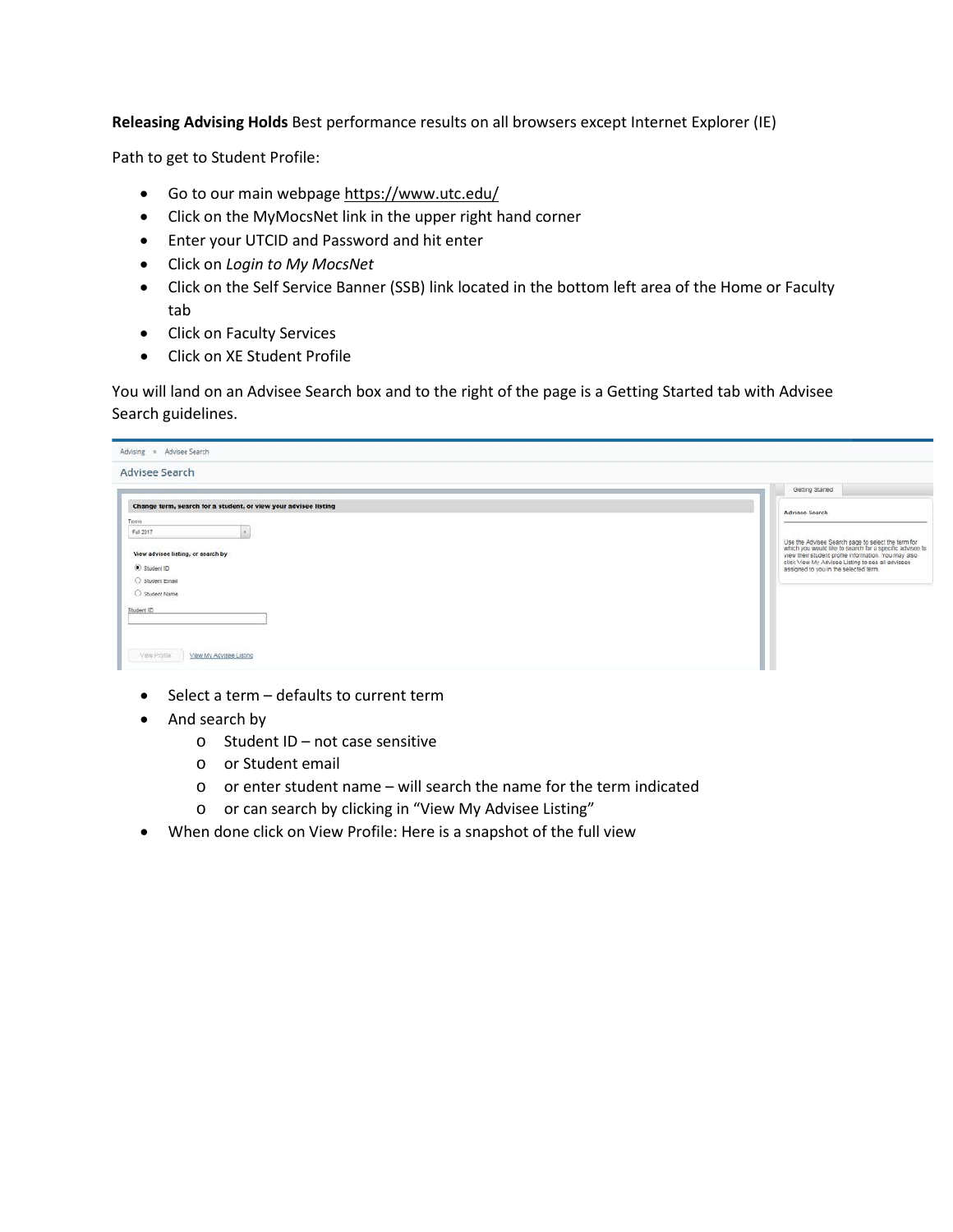**Releasing Advising Holds** Best performance results on all browsers except Internet Explorer (IE)

Path to get to Student Profile:

- Go to our main webpage https://www.utc.edu/
- Click on the MyMocsNet link in the upper right hand corner
- Enter your UTCID and Password and hit enter
- Click on *Login to My MocsNet*
- Click on the Self Service Banner (SSB) link located in the bottom left area of the Home or Faculty tab
- Click on Faculty Services
- Click on XE Student Profile

You will land on an Advisee Search box and to the right of the page is a Getting Started tab with Advisee Search guidelines.

- Select a term – defaults to current term
- And search by
  - Student ID – not case sensitive
  - or Student email
  - or enter student name – will search the name for the term indicated
  - or can search by clicking in "View My Advisee Listing"
- When done click on View Profile: Here is a snapshot of the full view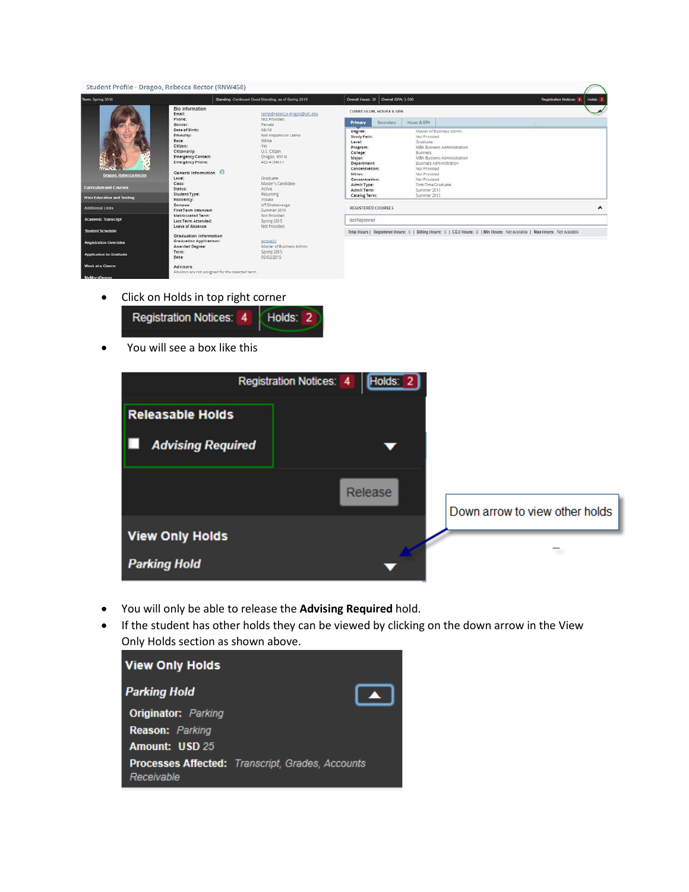- Click on Holds in top right corner
- You will see a box like this
- You will only be able to release the **Advising Required** hold.
- If the student has other holds they can be viewed by clicking on the down arrow in the View Only Holds section as shown above.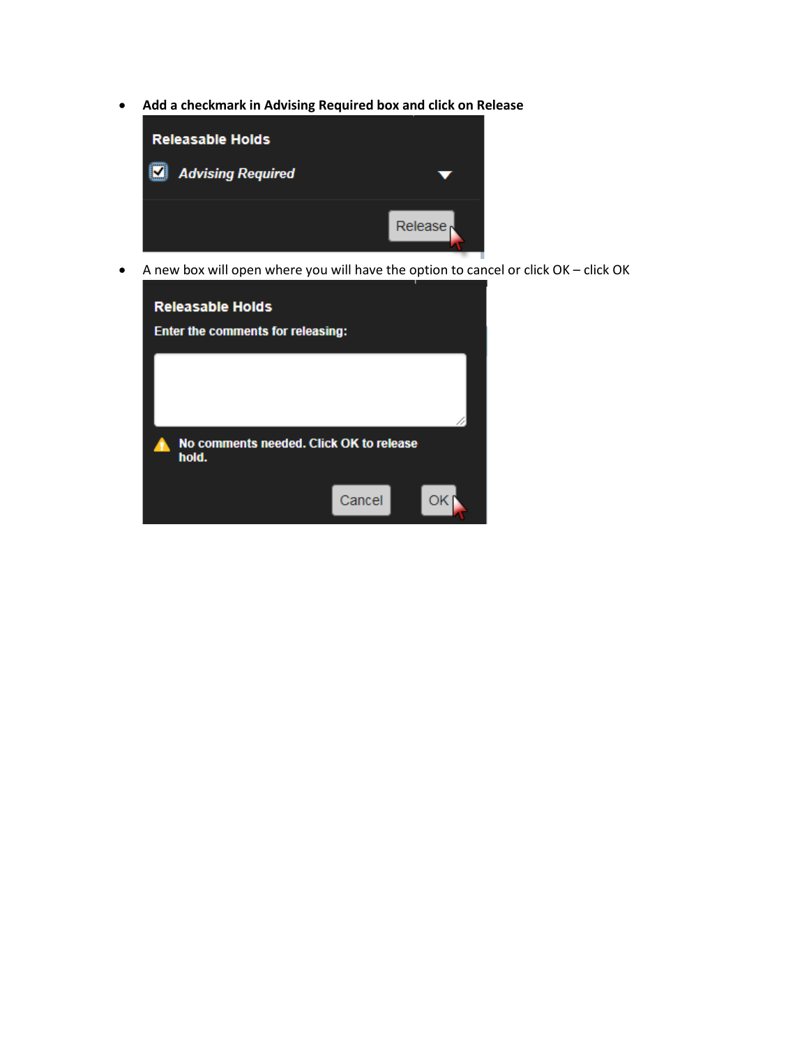- **Add a checkmark in Advising Required box and click on Release**

Releasable Holds

☑ *Advising Required*

Release

- A new box will open where you will have the option to cancel or click OK – click OK

Releasable Holds

Enter the comments for releasing:

No comments needed. Click OK to release hold.

Cancel OK